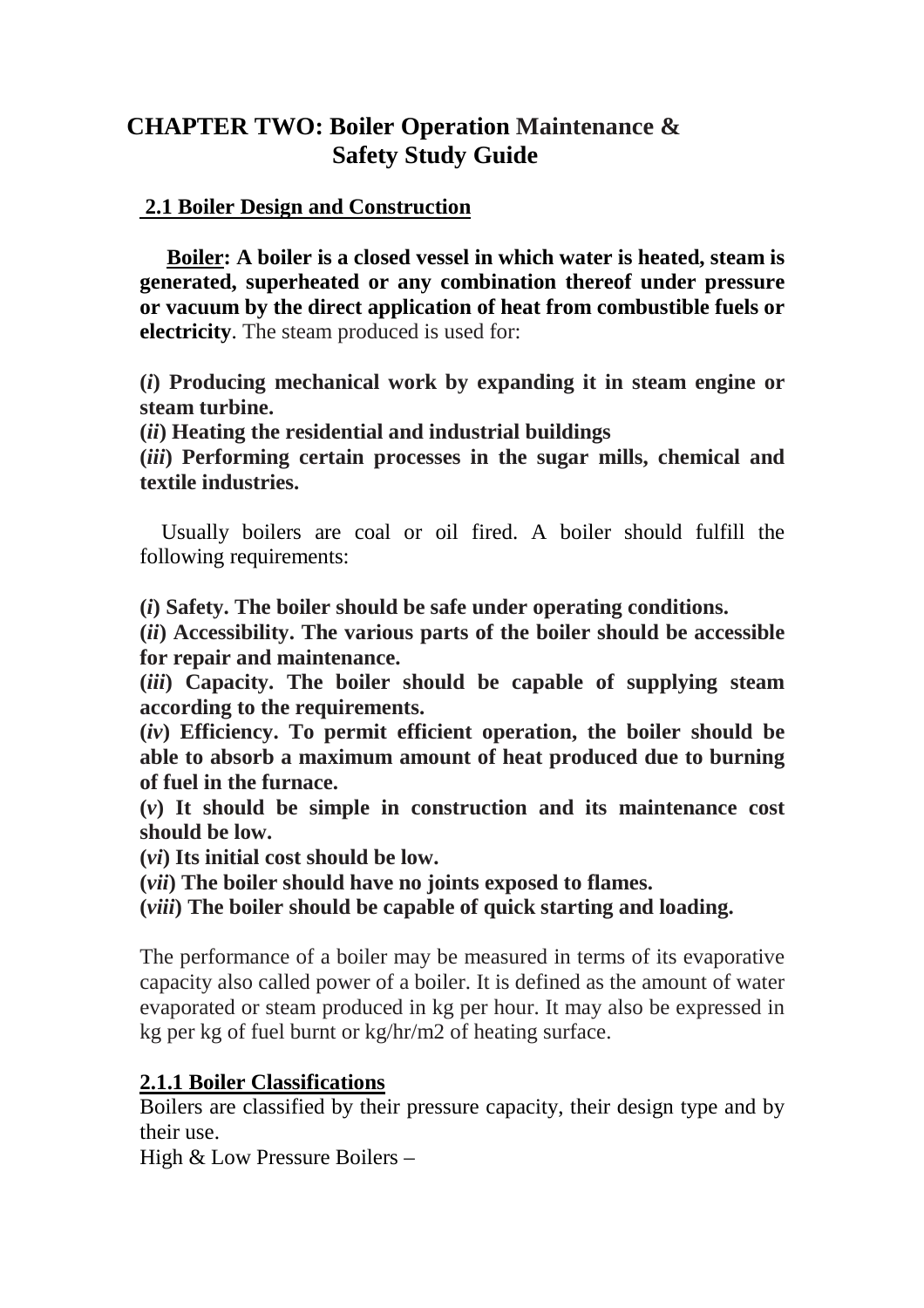# CHAPTER TWO: Boiler Operation Maintenance & Safety Study Guide

## 2.1 Boiler Design and Construction

**Boiler: A boiler is a closed vessel in which water is heated, steam is generated, superheated or any combination thereof under pressure or vacuum by the direct application of heat from combustible fuels or electricity**. The steam produced is used for:

**(*i*) Producing mechanical work by expanding it in steam engine or steam turbine.**
**(*ii*) Heating the residential and industrial buildings**
**(*iii*) Performing certain processes in the sugar mills, chemical and textile industries.**

Usually boilers are coal or oil fired. A boiler should fulfill the following requirements:

**(*i*) Safety. The boiler should be safe under operating conditions.**
**(*ii*) Accessibility. The various parts of the boiler should be accessible for repair and maintenance.**
**(*iii*) Capacity. The boiler should be capable of supplying steam according to the requirements.**
**(*iv*) Efficiency. To permit efficient operation, the boiler should be able to absorb a maximum amount of heat produced due to burning of fuel in the furnace.**
**(*v*) It should be simple in construction and its maintenance cost should be low.**
**(*vi*) Its initial cost should be low.**
**(*vii*) The boiler should have no joints exposed to flames.**
**(*viii*) The boiler should be capable of quick starting and loading.**

The performance of a boiler may be measured in terms of its evaporative capacity also called power of a boiler. It is defined as the amount of water evaporated or steam produced in kg per hour. It may also be expressed in kg per kg of fuel burnt or kg/hr/m2 of heating surface.

### 2.1.1 Boiler Classifications

Boilers are classified by their pressure capacity, their design type and by their use.

High & Low Pressure Boilers –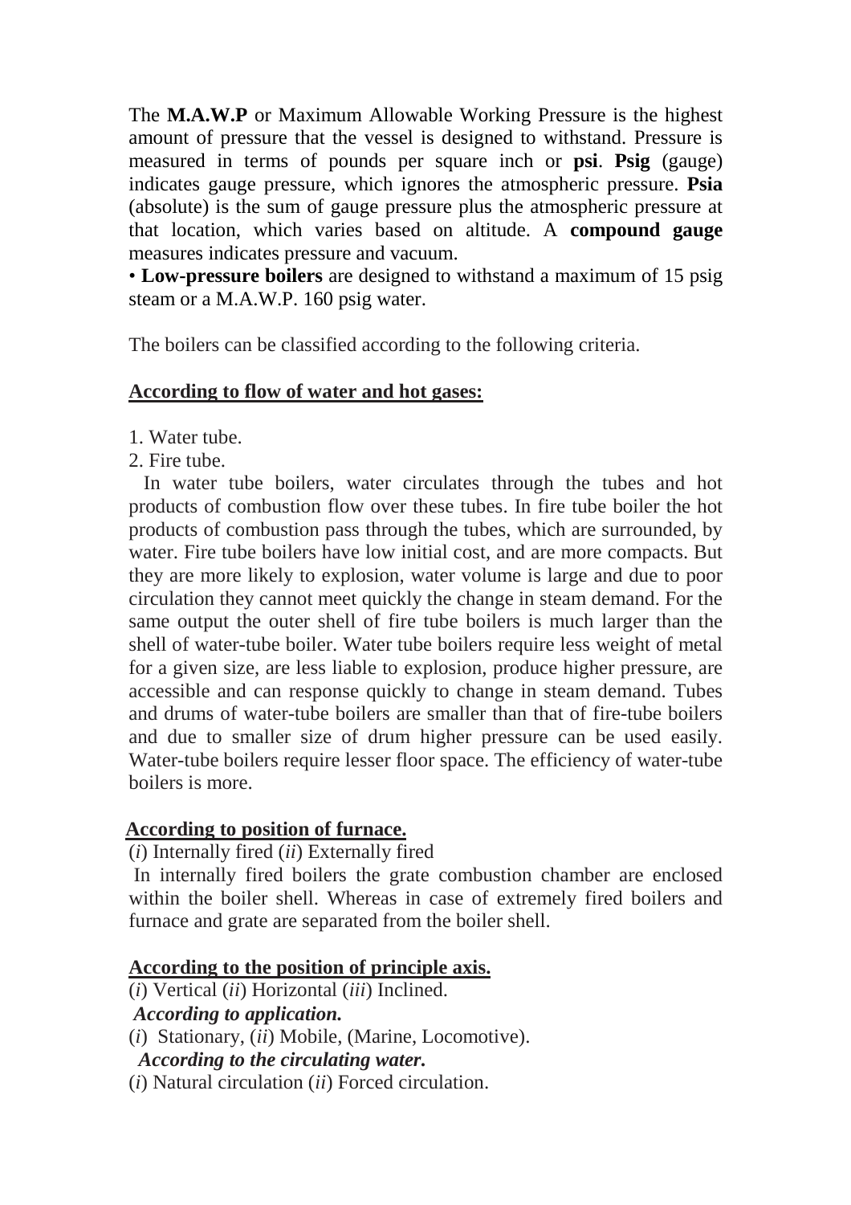The **M.A.W.P** or Maximum Allowable Working Pressure is the highest amount of pressure that the vessel is designed to withstand. Pressure is measured in terms of pounds per square inch or **psi**. **Psig** (gauge) indicates gauge pressure, which ignores the atmospheric pressure. **Psia** (absolute) is the sum of gauge pressure plus the atmospheric pressure at that location, which varies based on altitude. A **compound gauge** measures indicates pressure and vacuum.

• **Low-pressure boilers** are designed to withstand a maximum of 15 psig steam or a M.A.W.P. 160 psig water.

The boilers can be classified according to the following criteria.

**According to flow of water and hot gases:**

1. Water tube.
2. Fire tube.

In water tube boilers, water circulates through the tubes and hot products of combustion flow over these tubes. In fire tube boiler the hot products of combustion pass through the tubes, which are surrounded, by water. Fire tube boilers have low initial cost, and are more compacts. But they are more likely to explosion, water volume is large and due to poor circulation they cannot meet quickly the change in steam demand. For the same output the outer shell of fire tube boilers is much larger than the shell of water-tube boiler. Water tube boilers require less weight of metal for a given size, are less liable to explosion, produce higher pressure, are accessible and can response quickly to change in steam demand. Tubes and drums of water-tube boilers are smaller than that of fire-tube boilers and due to smaller size of drum higher pressure can be used easily. Water-tube boilers require lesser floor space. The efficiency of water-tube boilers is more.

**According to position of furnace.**

(*i*) Internally fired (*ii*) Externally fired

In internally fired boilers the grate combustion chamber are enclosed within the boiler shell. Whereas in case of extremely fired boilers and furnace and grate are separated from the boiler shell.

**According to the position of principle axis.**

(*i*) Vertical (*ii*) Horizontal (*iii*) Inclined.

***According to application.***

(*i*) Stationary, (*ii*) Mobile, (Marine, Locomotive).

***According to the circulating water.***

(*i*) Natural circulation (*ii*) Forced circulation.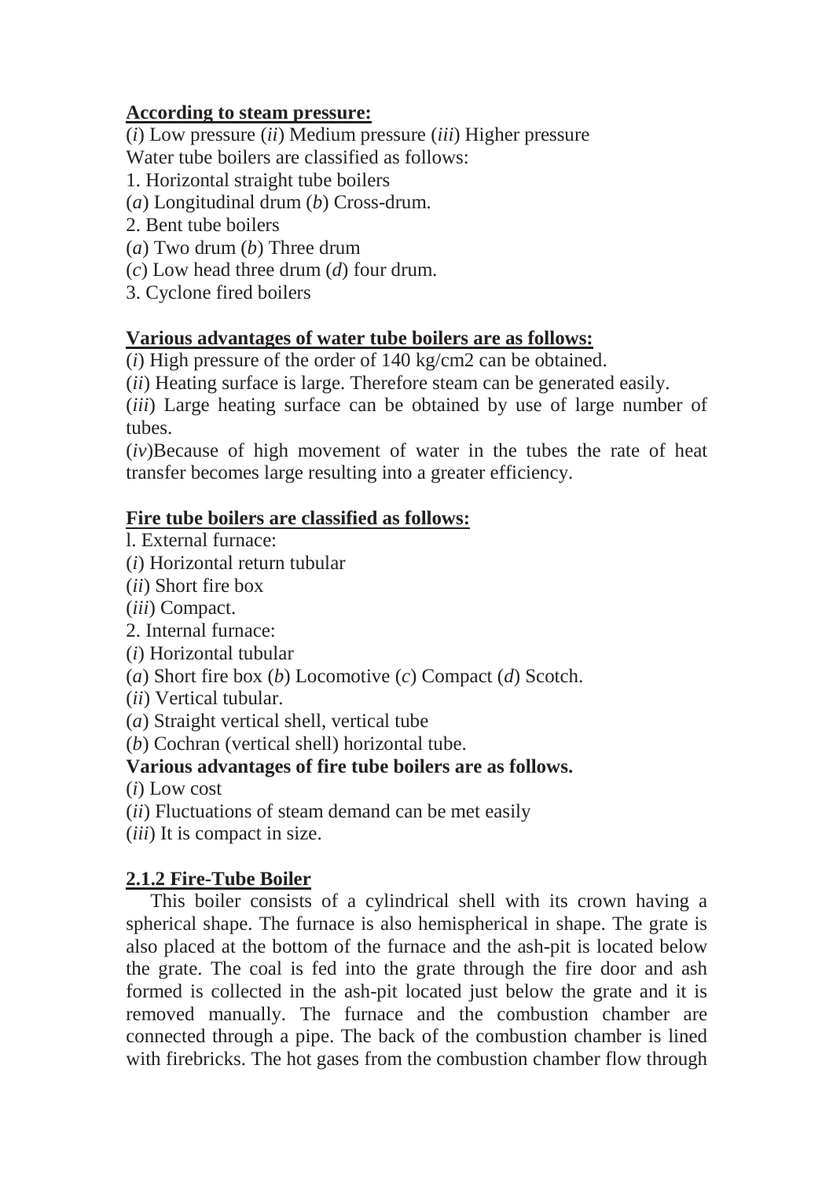**According to steam pressure:**

(*i*) Low pressure (*ii*) Medium pressure (*iii*) Higher pressure

Water tube boilers are classified as follows:

1. Horizontal straight tube boilers

(*a*) Longitudinal drum (*b*) Cross-drum.

2. Bent tube boilers

(*a*) Two drum (*b*) Three drum

(*c*) Low head three drum (*d*) four drum.

3. Cyclone fired boilers

**Various advantages of water tube boilers are as follows:**

(*i*) High pressure of the order of 140 kg/cm2 can be obtained.

(*ii*) Heating surface is large. Therefore steam can be generated easily.

(*iii*) Large heating surface can be obtained by use of large number of tubes.

(*iv*)Because of high movement of water in the tubes the rate of heat transfer becomes large resulting into a greater efficiency.

**Fire tube boilers are classified as follows:**

l. External furnace:

(*i*) Horizontal return tubular

(*ii*) Short fire box

(*iii*) Compact.

2. Internal furnace:

(*i*) Horizontal tubular

(*a*) Short fire box (*b*) Locomotive (*c*) Compact (*d*) Scotch.

(*ii*) Vertical tubular.

(*a*) Straight vertical shell, vertical tube

(*b*) Cochran (vertical shell) horizontal tube.

**Various advantages of fire tube boilers are as follows.**

(*i*) Low cost

(*ii*) Fluctuations of steam demand can be met easily

(*iii*) It is compact in size.

## 2.1.2 Fire-Tube Boiler

This boiler consists of a cylindrical shell with its crown having a spherical shape. The furnace is also hemispherical in shape. The grate is also placed at the bottom of the furnace and the ash-pit is located below the grate. The coal is fed into the grate through the fire door and ash formed is collected in the ash-pit located just below the grate and it is removed manually. The furnace and the combustion chamber are connected through a pipe. The back of the combustion chamber is lined with firebricks. The hot gases from the combustion chamber flow through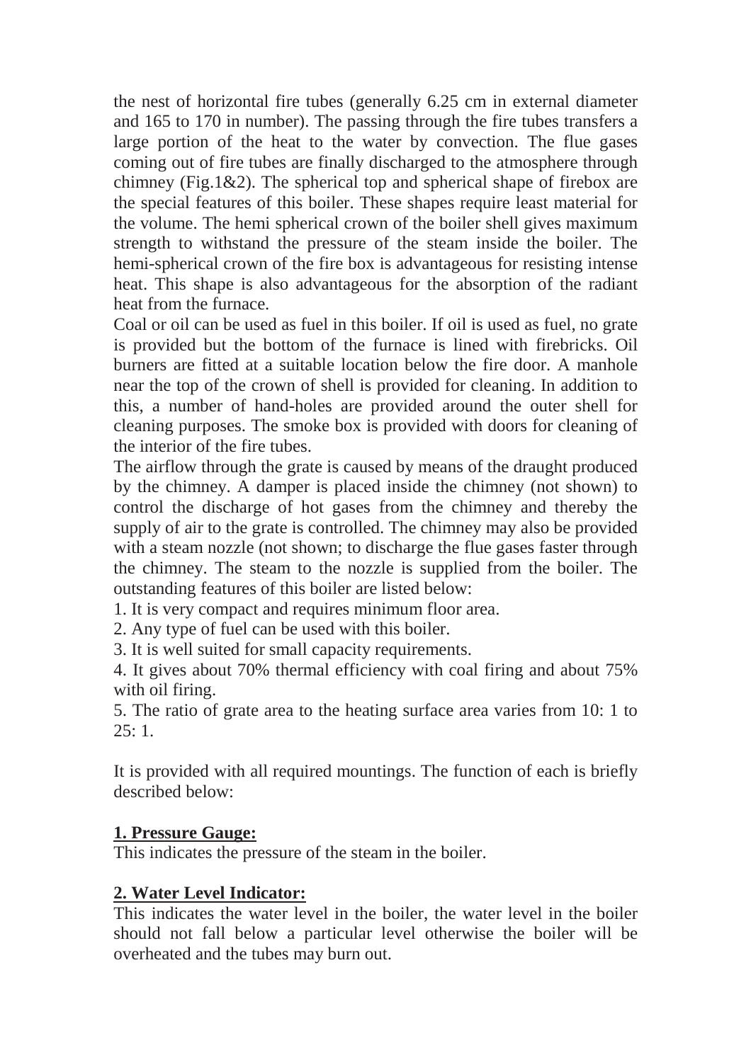the nest of horizontal fire tubes (generally 6.25 cm in external diameter and 165 to 170 in number). The passing through the fire tubes transfers a large portion of the heat to the water by convection. The flue gases coming out of fire tubes are finally discharged to the atmosphere through chimney (Fig.1&2). The spherical top and spherical shape of firebox are the special features of this boiler. These shapes require least material for the volume. The hemi spherical crown of the boiler shell gives maximum strength to withstand the pressure of the steam inside the boiler. The hemi-spherical crown of the fire box is advantageous for resisting intense heat. This shape is also advantageous for the absorption of the radiant heat from the furnace.

Coal or oil can be used as fuel in this boiler. If oil is used as fuel, no grate is provided but the bottom of the furnace is lined with firebricks. Oil burners are fitted at a suitable location below the fire door. A manhole near the top of the crown of shell is provided for cleaning. In addition to this, a number of hand-holes are provided around the outer shell for cleaning purposes. The smoke box is provided with doors for cleaning of the interior of the fire tubes.

The airflow through the grate is caused by means of the draught produced by the chimney. A damper is placed inside the chimney (not shown) to control the discharge of hot gases from the chimney and thereby the supply of air to the grate is controlled. The chimney may also be provided with a steam nozzle (not shown; to discharge the flue gases faster through the chimney. The steam to the nozzle is supplied from the boiler. The outstanding features of this boiler are listed below:

1. It is very compact and requires minimum floor area.
2. Any type of fuel can be used with this boiler.
3. It is well suited for small capacity requirements.
4. It gives about 70% thermal efficiency with coal firing and about 75% with oil firing.
5. The ratio of grate area to the heating surface area varies from 10: 1 to 25: 1.

It is provided with all required mountings. The function of each is briefly described below:

**1. Pressure Gauge:**

This indicates the pressure of the steam in the boiler.

**2. Water Level Indicator:**

This indicates the water level in the boiler, the water level in the boiler should not fall below a particular level otherwise the boiler will be overheated and the tubes may burn out.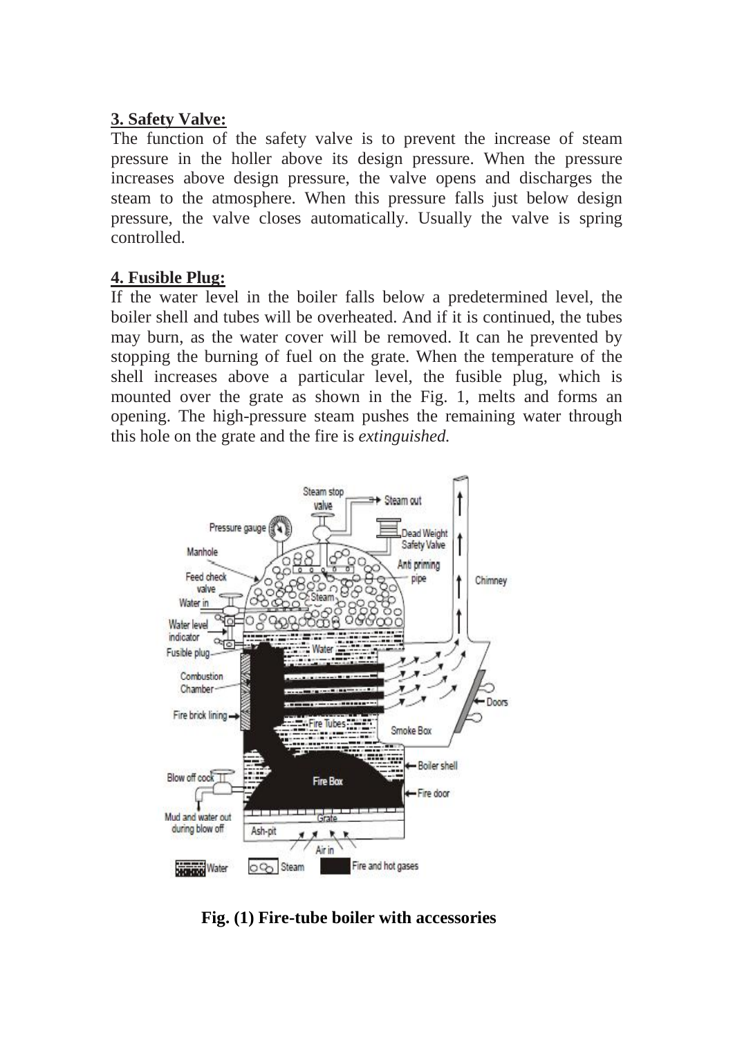**3. Safety Valve:**

The function of the safety valve is to prevent the increase of steam pressure in the holler above its design pressure. When the pressure increases above design pressure, the valve opens and discharges the steam to the atmosphere. When this pressure falls just below design pressure, the valve closes automatically. Usually the valve is spring controlled.

**4. Fusible Plug:**

If the water level in the boiler falls below a predetermined level, the boiler shell and tubes will be overheated. And if it is continued, the tubes may burn, as the water cover will be removed. It can he prevented by stopping the burning of fuel on the grate. When the temperature of the shell increases above a particular level, the fusible plug, which is mounted over the grate as shown in the Fig. 1, melts and forms an opening. The high-pressure steam pushes the remaining water through this hole on the grate and the fire is *extinguished.*

**Fig. (1) Fire-tube boiler with accessories**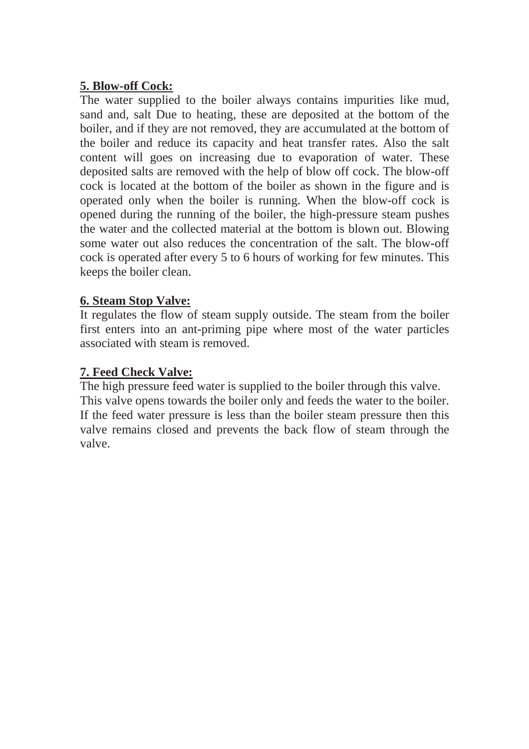**5. Blow-off Cock:**

The water supplied to the boiler always contains impurities like mud, sand and, salt Due to heating, these are deposited at the bottom of the boiler, and if they are not removed, they are accumulated at the bottom of the boiler and reduce its capacity and heat transfer rates. Also the salt content will goes on increasing due to evaporation of water. These deposited salts are removed with the help of blow off cock. The blow-off cock is located at the bottom of the boiler as shown in the figure and is operated only when the boiler is running. When the blow-off cock is opened during the running of the boiler, the high-pressure steam pushes the water and the collected material at the bottom is blown out. Blowing some water out also reduces the concentration of the salt. The blow-off cock is operated after every 5 to 6 hours of working for few minutes. This keeps the boiler clean.

**6. Steam Stop Valve:**

It regulates the flow of steam supply outside. The steam from the boiler first enters into an ant-priming pipe where most of the water particles associated with steam is removed.

**7. Feed Check Valve:**

The high pressure feed water is supplied to the boiler through this valve.
This valve opens towards the boiler only and feeds the water to the boiler. If the feed water pressure is less than the boiler steam pressure then this valve remains closed and prevents the back flow of steam through the valve.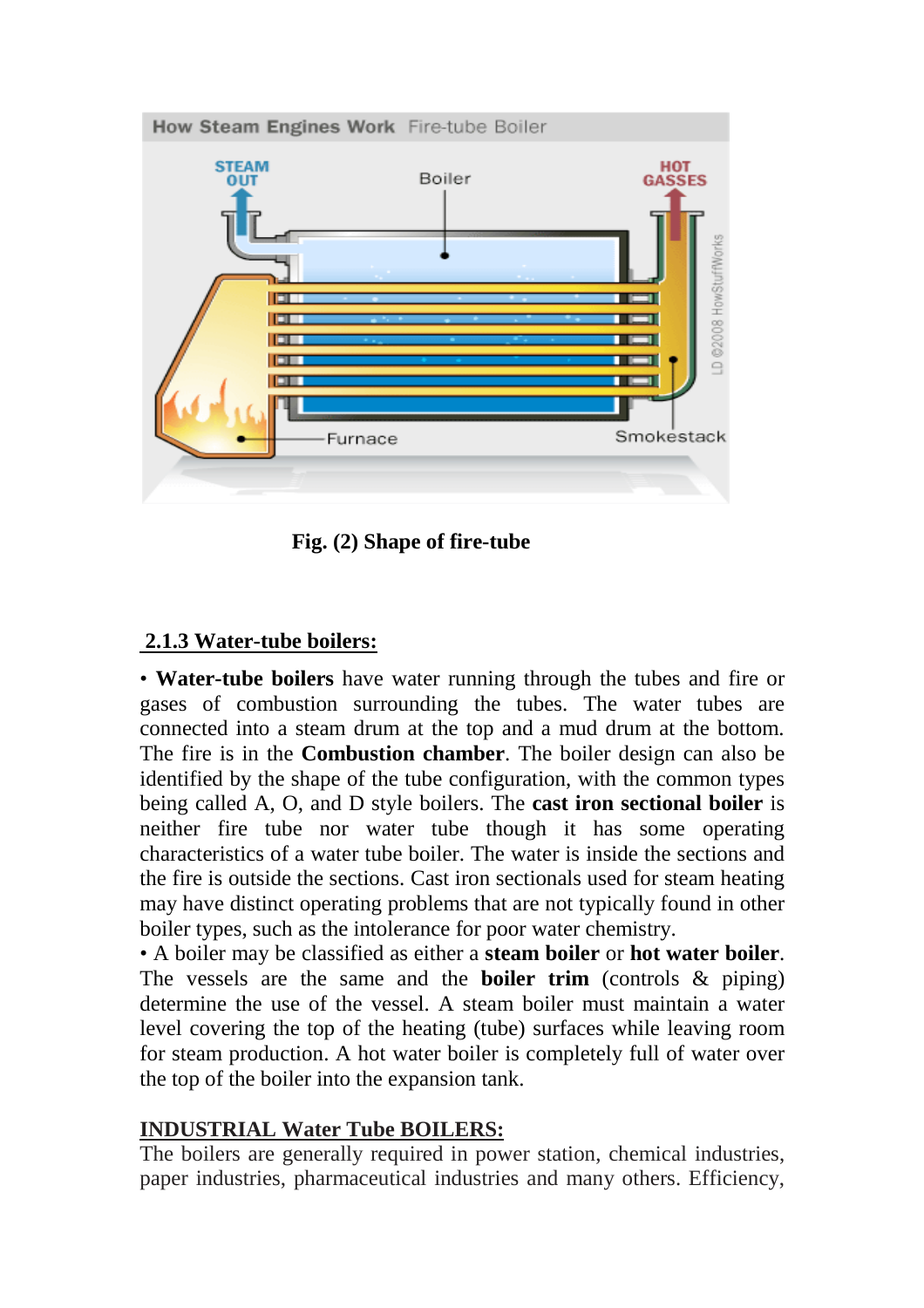**Fig. (2) Shape of fire-tube**

## 2.1.3 Water-tube boilers:

• **Water-tube boilers** have water running through the tubes and fire or gases of combustion surrounding the tubes. The water tubes are connected into a steam drum at the top and a mud drum at the bottom. The fire is in the **Combustion chamber**. The boiler design can also be identified by the shape of the tube configuration, with the common types being called A, O, and D style boilers. The **cast iron sectional boiler** is neither fire tube nor water tube though it has some operating characteristics of a water tube boiler. The water is inside the sections and the fire is outside the sections. Cast iron sectionals used for steam heating may have distinct operating problems that are not typically found in other boiler types, such as the intolerance for poor water chemistry.

• A boiler may be classified as either a **steam boiler** or **hot water boiler**. The vessels are the same and the **boiler trim** (controls & piping) determine the use of the vessel. A steam boiler must maintain a water level covering the top of the heating (tube) surfaces while leaving room for steam production. A hot water boiler is completely full of water over the top of the boiler into the expansion tank.

## INDUSTRIAL Water Tube BOILERS:

The boilers are generally required in power station, chemical industries, paper industries, pharmaceutical industries and many others. Efficiency,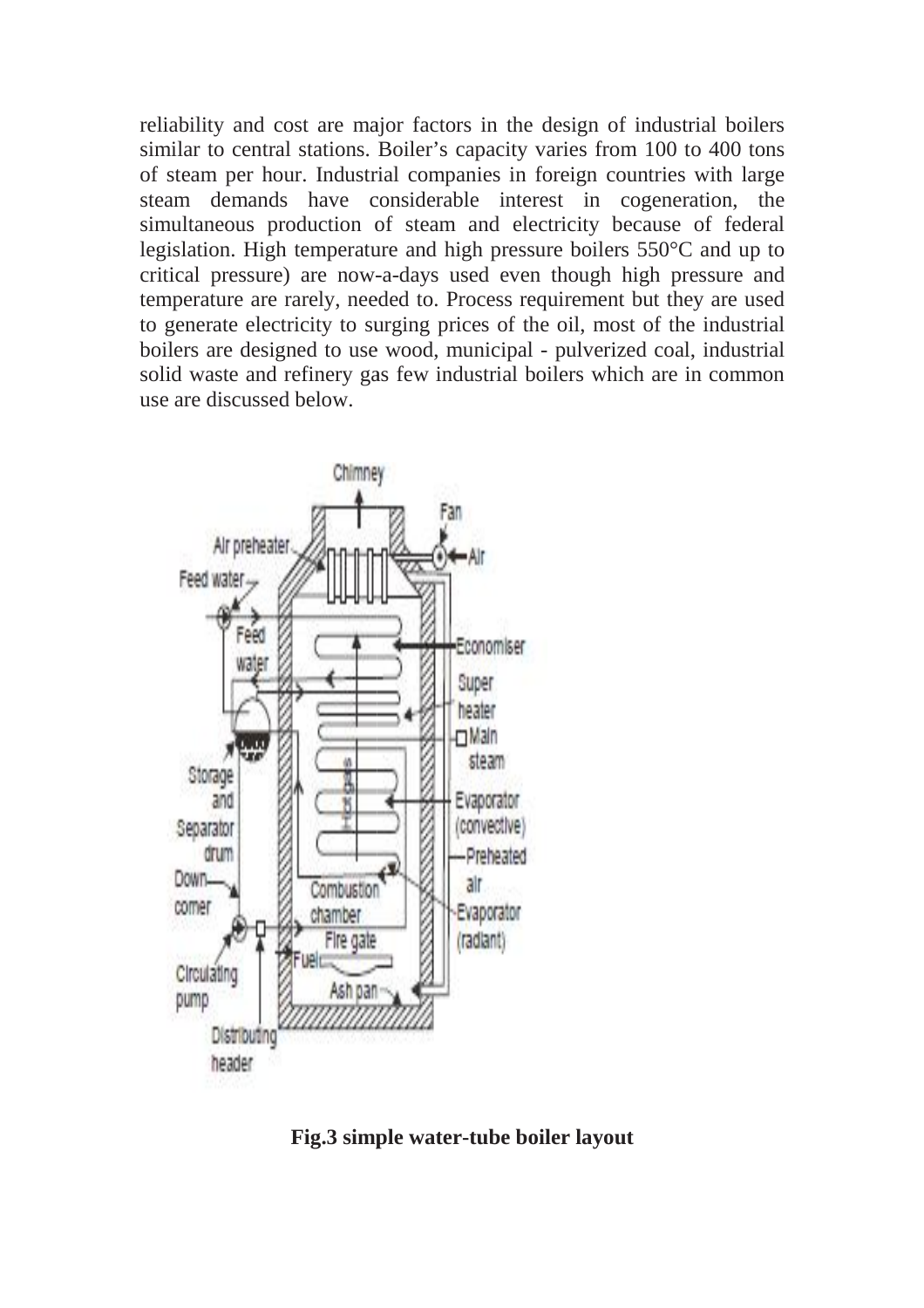reliability and cost are major factors in the design of industrial boilers similar to central stations. Boiler's capacity varies from 100 to 400 tons of steam per hour. Industrial companies in foreign countries with large steam demands have considerable interest in cogeneration, the simultaneous production of steam and electricity because of federal legislation. High temperature and high pressure boilers 550°C and up to critical pressure) are now-a-days used even though high pressure and temperature are rarely, needed to. Process requirement but they are used to generate electricity to surging prices of the oil, most of the industrial boilers are designed to use wood, municipal - pulverized coal, industrial solid waste and refinery gas few industrial boilers which are in common use are discussed below.

**Fig.3 simple water-tube boiler layout**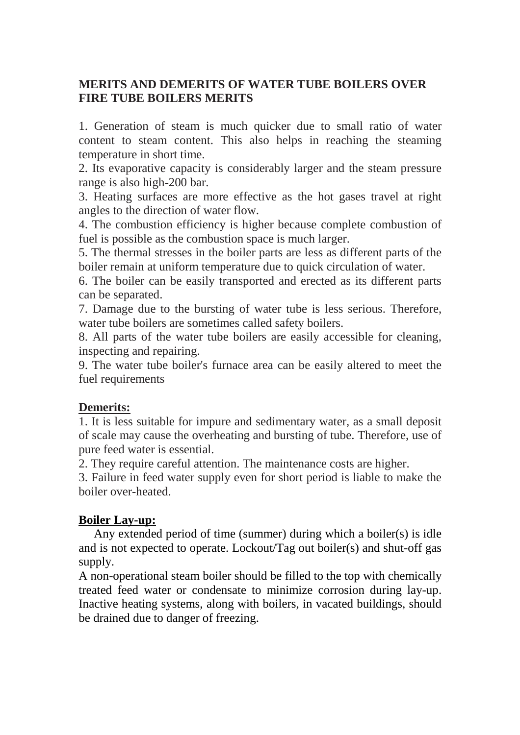## MERITS AND DEMERITS OF WATER TUBE BOILERS OVER FIRE TUBE BOILERS MERITS

1. Generation of steam is much quicker due to small ratio of water content to steam content. This also helps in reaching the steaming temperature in short time.
2. Its evaporative capacity is considerably larger and the steam pressure range is also high-200 bar.
3. Heating surfaces are more effective as the hot gases travel at right angles to the direction of water flow.
4. The combustion efficiency is higher because complete combustion of fuel is possible as the combustion space is much larger.
5. The thermal stresses in the boiler parts are less as different parts of the boiler remain at uniform temperature due to quick circulation of water.
6. The boiler can be easily transported and erected as its different parts can be separated.
7. Damage due to the bursting of water tube is less serious. Therefore, water tube boilers are sometimes called safety boilers.
8. All parts of the water tube boilers are easily accessible for cleaning, inspecting and repairing.
9. The water tube boiler's furnace area can be easily altered to meet the fuel requirements

### Demerits:

1. It is less suitable for impure and sedimentary water, as a small deposit of scale may cause the overheating and bursting of tube. Therefore, use of pure feed water is essential.
2. They require careful attention. The maintenance costs are higher.
3. Failure in feed water supply even for short period is liable to make the boiler over-heated.

### Boiler Lay-up:

Any extended period of time (summer) during which a boiler(s) is idle and is not expected to operate. Lockout/Tag out boiler(s) and shut-off gas supply.

A non-operational steam boiler should be filled to the top with chemically treated feed water or condensate to minimize corrosion during lay-up. Inactive heating systems, along with boilers, in vacated buildings, should be drained due to danger of freezing.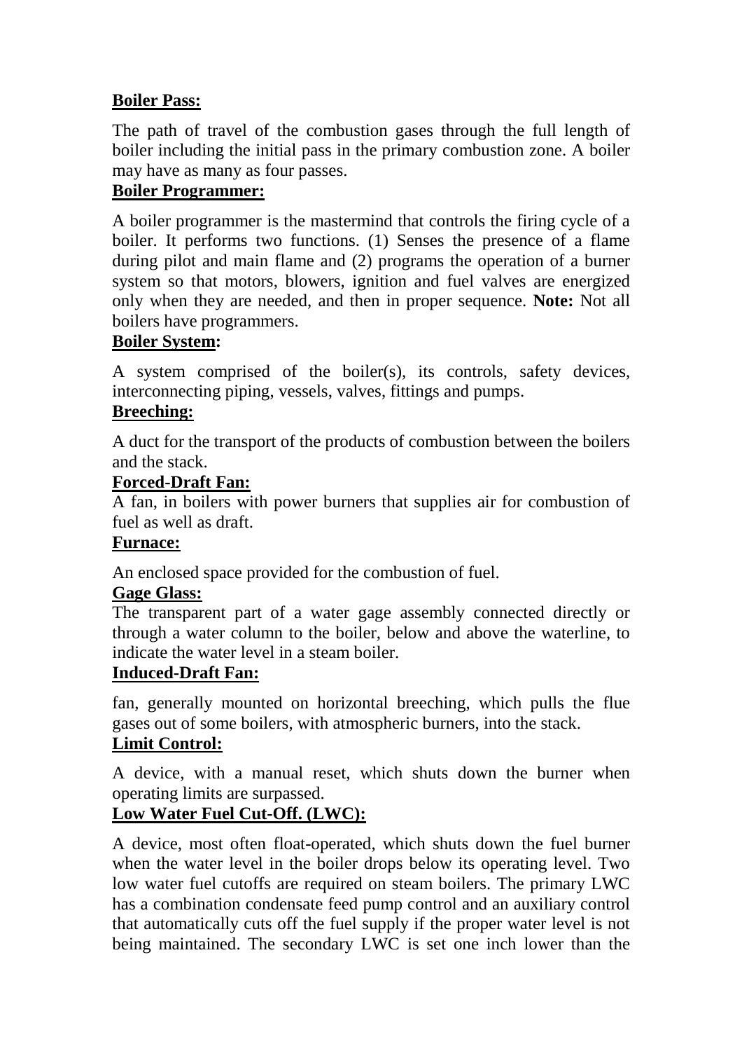**Boiler Pass:**

The path of travel of the combustion gases through the full length of boiler including the initial pass in the primary combustion zone. A boiler may have as many as four passes.

**Boiler Programmer:**

A boiler programmer is the mastermind that controls the firing cycle of a boiler. It performs two functions. (1) Senses the presence of a flame during pilot and main flame and (2) programs the operation of a burner system so that motors, blowers, ignition and fuel valves are energized only when they are needed, and then in proper sequence. **Note:** Not all boilers have programmers.

**Boiler System:**

A system comprised of the boiler(s), its controls, safety devices, interconnecting piping, vessels, valves, fittings and pumps.

**Breeching:**

A duct for the transport of the products of combustion between the boilers and the stack.

**Forced-Draft Fan:**

A fan, in boilers with power burners that supplies air for combustion of fuel as well as draft.

**Furnace:**

An enclosed space provided for the combustion of fuel.

**Gage Glass:**

The transparent part of a water gage assembly connected directly or through a water column to the boiler, below and above the waterline, to indicate the water level in a steam boiler.

**Induced-Draft Fan:**

fan, generally mounted on horizontal breeching, which pulls the flue gases out of some boilers, with atmospheric burners, into the stack.

**Limit Control:**

A device, with a manual reset, which shuts down the burner when operating limits are surpassed.

**Low Water Fuel Cut-Off. (LWC):**

A device, most often float-operated, which shuts down the fuel burner when the water level in the boiler drops below its operating level. Two low water fuel cutoffs are required on steam boilers. The primary LWC has a combination condensate feed pump control and an auxiliary control that automatically cuts off the fuel supply if the proper water level is not being maintained. The secondary LWC is set one inch lower than the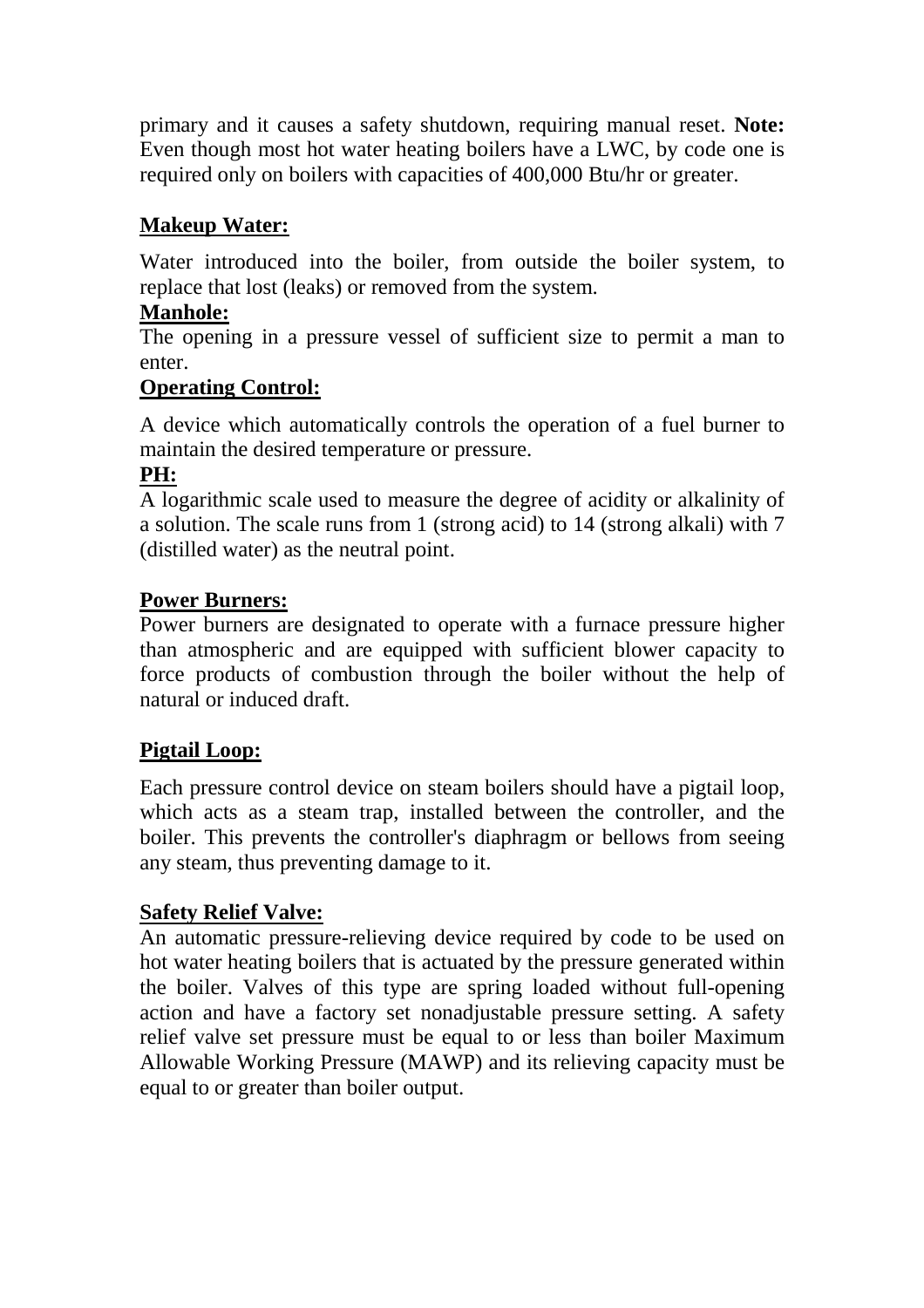primary and it causes a safety shutdown, requiring manual reset. **Note:** Even though most hot water heating boilers have a LWC, by code one is required only on boilers with capacities of 400,000 Btu/hr or greater.

**Makeup Water:**

Water introduced into the boiler, from outside the boiler system, to replace that lost (leaks) or removed from the system.

**Manhole:**

The opening in a pressure vessel of sufficient size to permit a man to enter.

**Operating Control:**

A device which automatically controls the operation of a fuel burner to maintain the desired temperature or pressure.

**PH:**

A logarithmic scale used to measure the degree of acidity or alkalinity of a solution. The scale runs from 1 (strong acid) to 14 (strong alkali) with 7 (distilled water) as the neutral point.

**Power Burners:**

Power burners are designated to operate with a furnace pressure higher than atmospheric and are equipped with sufficient blower capacity to force products of combustion through the boiler without the help of natural or induced draft.

**Pigtail Loop:**

Each pressure control device on steam boilers should have a pigtail loop, which acts as a steam trap, installed between the controller, and the boiler. This prevents the controller's diaphragm or bellows from seeing any steam, thus preventing damage to it.

**Safety Relief Valve:**

An automatic pressure-relieving device required by code to be used on hot water heating boilers that is actuated by the pressure generated within the boiler. Valves of this type are spring loaded without full-opening action and have a factory set nonadjustable pressure setting. A safety relief valve set pressure must be equal to or less than boiler Maximum Allowable Working Pressure (MAWP) and its relieving capacity must be equal to or greater than boiler output.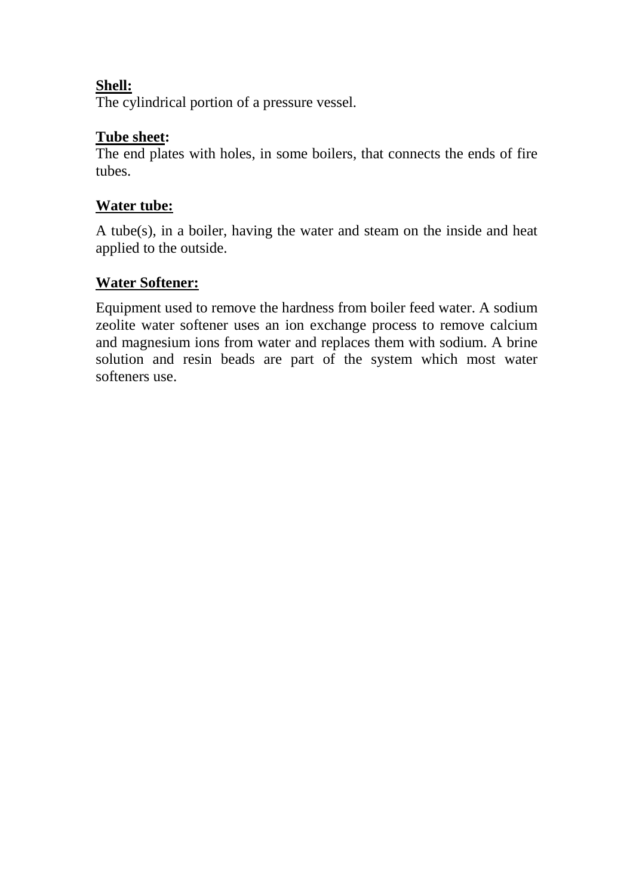**Shell:**
The cylindrical portion of a pressure vessel.

**Tube sheet:**
The end plates with holes, in some boilers, that connects the ends of fire tubes.

**Water tube:**

A tube(s), in a boiler, having the water and steam on the inside and heat applied to the outside.

**Water Softener:**

Equipment used to remove the hardness from boiler feed water. A sodium zeolite water softener uses an ion exchange process to remove calcium and magnesium ions from water and replaces them with sodium. A brine solution and resin beads are part of the system which most water softeners use.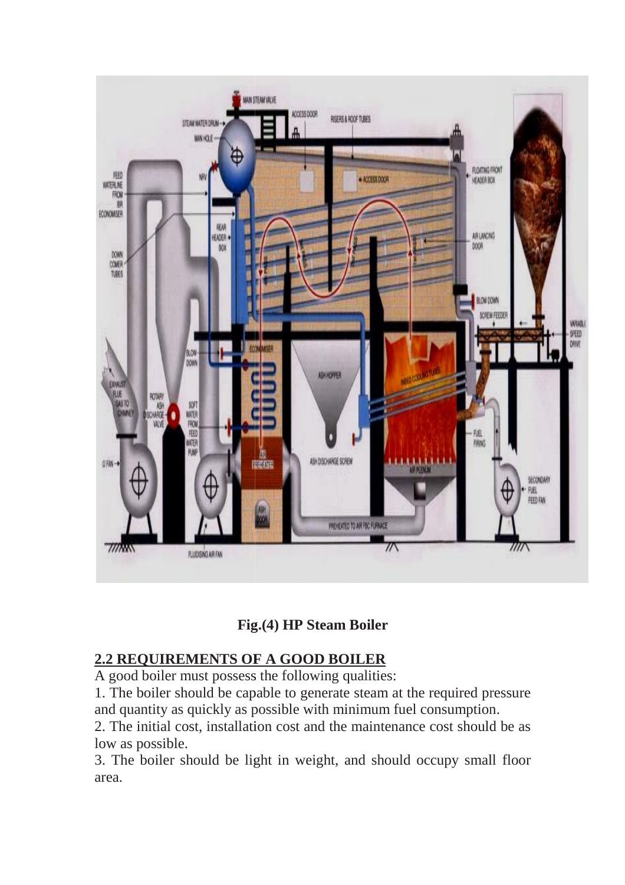Fig.(4) HP Steam Boiler

## 2.2 REQUIREMENTS OF A GOOD BOILER

A good boiler must possess the following qualities:

1. The boiler should be capable to generate steam at the required pressure and quantity as quickly as possible with minimum fuel consumption.
2. The initial cost, installation cost and the maintenance cost should be as low as possible.
3. The boiler should be light in weight, and should occupy small floor area.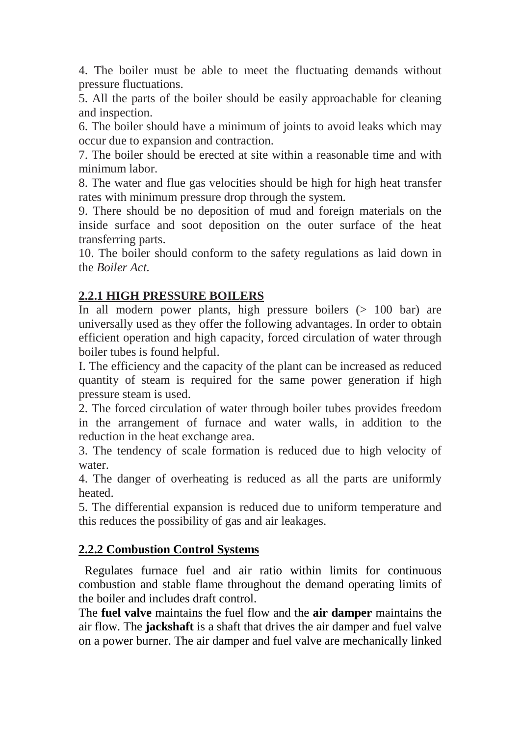4. The boiler must be able to meet the fluctuating demands without pressure fluctuations.

5. All the parts of the boiler should be easily approachable for cleaning and inspection.

6. The boiler should have a minimum of joints to avoid leaks which may occur due to expansion and contraction.

7. The boiler should be erected at site within a reasonable time and with minimum labor.

8. The water and flue gas velocities should be high for high heat transfer rates with minimum pressure drop through the system.

9. There should be no deposition of mud and foreign materials on the inside surface and soot deposition on the outer surface of the heat transferring parts.

10. The boiler should conform to the safety regulations as laid down in the *Boiler Act.*

## 2.2.1 HIGH PRESSURE BOILERS

In all modern power plants, high pressure boilers (> 100 bar) are universally used as they offer the following advantages. In order to obtain efficient operation and high capacity, forced circulation of water through boiler tubes is found helpful.

I. The efficiency and the capacity of the plant can be increased as reduced quantity of steam is required for the same power generation if high pressure steam is used.

2. The forced circulation of water through boiler tubes provides freedom in the arrangement of furnace and water walls, in addition to the reduction in the heat exchange area.

3. The tendency of scale formation is reduced due to high velocity of water.

4. The danger of overheating is reduced as all the parts are uniformly heated.

5. The differential expansion is reduced due to uniform temperature and this reduces the possibility of gas and air leakages.

## 2.2.2 Combustion Control Systems

Regulates furnace fuel and air ratio within limits for continuous combustion and stable flame throughout the demand operating limits of the boiler and includes draft control.

The **fuel valve** maintains the fuel flow and the **air damper** maintains the air flow. The **jackshaft** is a shaft that drives the air damper and fuel valve on a power burner. The air damper and fuel valve are mechanically linked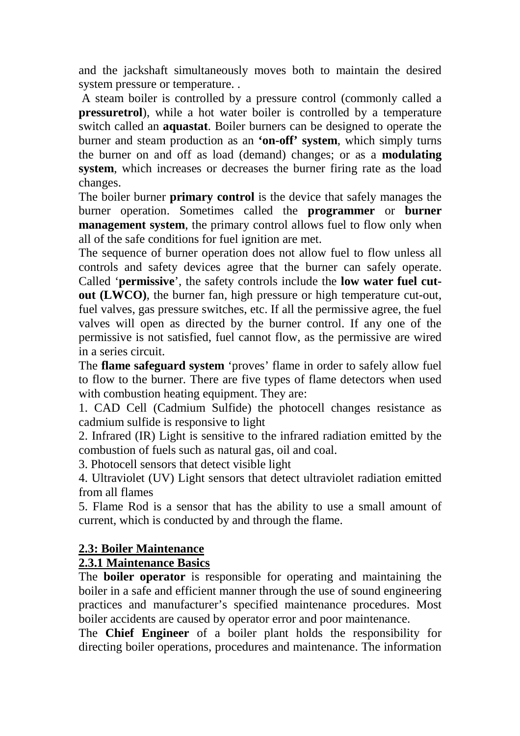and the jackshaft simultaneously moves both to maintain the desired system pressure or temperature. .

A steam boiler is controlled by a pressure control (commonly called a **pressuretrol**), while a hot water boiler is controlled by a temperature switch called an **aquastat**. Boiler burners can be designed to operate the burner and steam production as an **'on-off' system**, which simply turns the burner on and off as load (demand) changes; or as a **modulating system**, which increases or decreases the burner firing rate as the load changes.

The boiler burner **primary control** is the device that safely manages the burner operation. Sometimes called the **programmer** or **burner management system**, the primary control allows fuel to flow only when all of the safe conditions for fuel ignition are met.

The sequence of burner operation does not allow fuel to flow unless all controls and safety devices agree that the burner can safely operate. Called '**permissive**', the safety controls include the **low water fuel cut-out (LWCO)**, the burner fan, high pressure or high temperature cut-out, fuel valves, gas pressure switches, etc. If all the permissive agree, the fuel valves will open as directed by the burner control. If any one of the permissive is not satisfied, fuel cannot flow, as the permissive are wired in a series circuit.

The **flame safeguard system** 'proves' flame in order to safely allow fuel to flow to the burner. There are five types of flame detectors when used with combustion heating equipment. They are:

1. CAD Cell (Cadmium Sulfide) the photocell changes resistance as cadmium sulfide is responsive to light
2. Infrared (IR) Light is sensitive to the infrared radiation emitted by the combustion of fuels such as natural gas, oil and coal.
3. Photocell sensors that detect visible light
4. Ultraviolet (UV) Light sensors that detect ultraviolet radiation emitted from all flames
5. Flame Rod is a sensor that has the ability to use a small amount of current, which is conducted by and through the flame.

## 2.3: Boiler Maintenance

### 2.3.1 Maintenance Basics

The **boiler operator** is responsible for operating and maintaining the boiler in a safe and efficient manner through the use of sound engineering practices and manufacturer's specified maintenance procedures. Most boiler accidents are caused by operator error and poor maintenance.

The **Chief Engineer** of a boiler plant holds the responsibility for directing boiler operations, procedures and maintenance. The information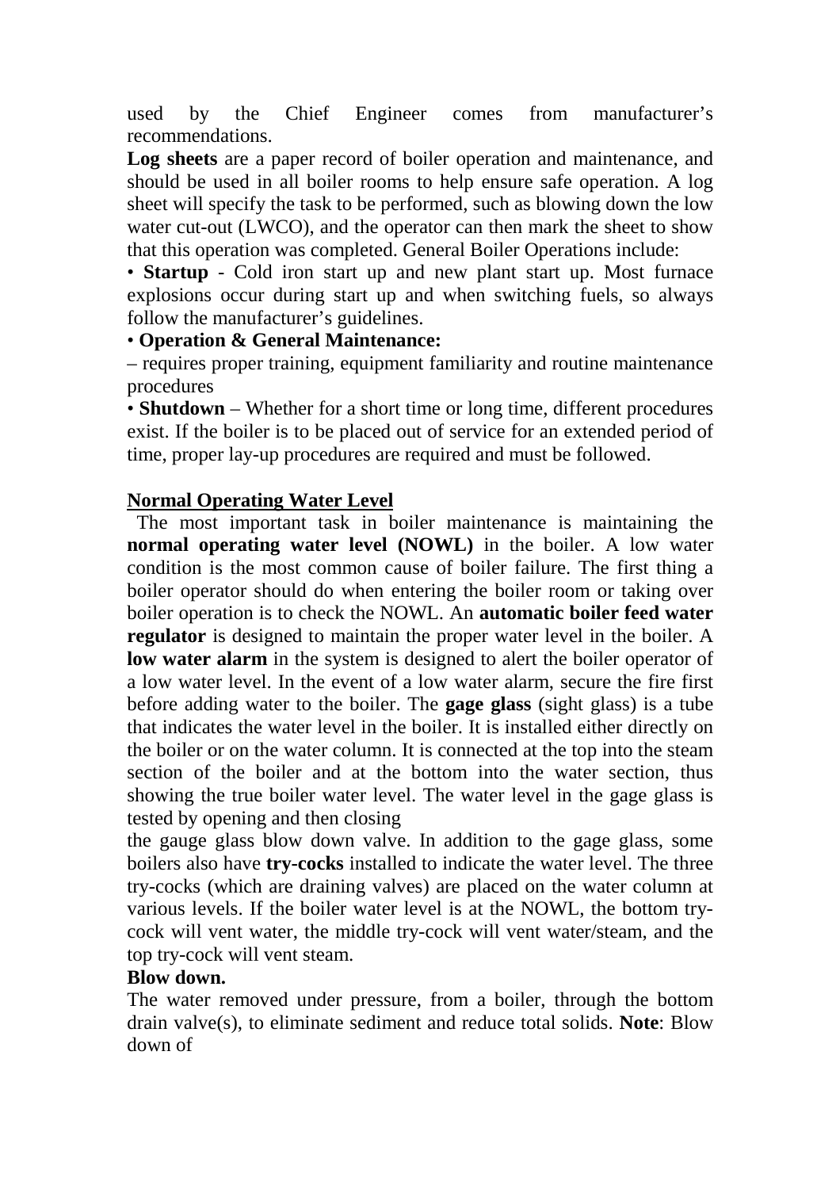used by the Chief Engineer comes from manufacturer's recommendations.

**Log sheets** are a paper record of boiler operation and maintenance, and should be used in all boiler rooms to help ensure safe operation. A log sheet will specify the task to be performed, such as blowing down the low water cut-out (LWCO), and the operator can then mark the sheet to show that this operation was completed. General Boiler Operations include:

• **Startup** - Cold iron start up and new plant start up. Most furnace explosions occur during start up and when switching fuels, so always follow the manufacturer's guidelines.

• **Operation & General Maintenance:**

– requires proper training, equipment familiarity and routine maintenance procedures

• **Shutdown** – Whether for a short time or long time, different procedures exist. If the boiler is to be placed out of service for an extended period of time, proper lay-up procedures are required and must be followed.

## Normal Operating Water Level

The most important task in boiler maintenance is maintaining the **normal operating water level (NOWL)** in the boiler. A low water condition is the most common cause of boiler failure. The first thing a boiler operator should do when entering the boiler room or taking over boiler operation is to check the NOWL. An **automatic boiler feed water regulator** is designed to maintain the proper water level in the boiler. A **low water alarm** in the system is designed to alert the boiler operator of a low water level. In the event of a low water alarm, secure the fire first before adding water to the boiler. The **gage glass** (sight glass) is a tube that indicates the water level in the boiler. It is installed either directly on the boiler or on the water column. It is connected at the top into the steam section of the boiler and at the bottom into the water section, thus showing the true boiler water level. The water level in the gage glass is tested by opening and then closing the gauge glass blow down valve. In addition to the gage glass, some boilers also have **try-cocks** installed to indicate the water level. The three try-cocks (which are draining valves) are placed on the water column at various levels. If the boiler water level is at the NOWL, the bottom try-cock will vent water, the middle try-cock will vent water/steam, and the top try-cock will vent steam.

**Blow down.**

The water removed under pressure, from a boiler, through the bottom drain valve(s), to eliminate sediment and reduce total solids. **Note**: Blow down of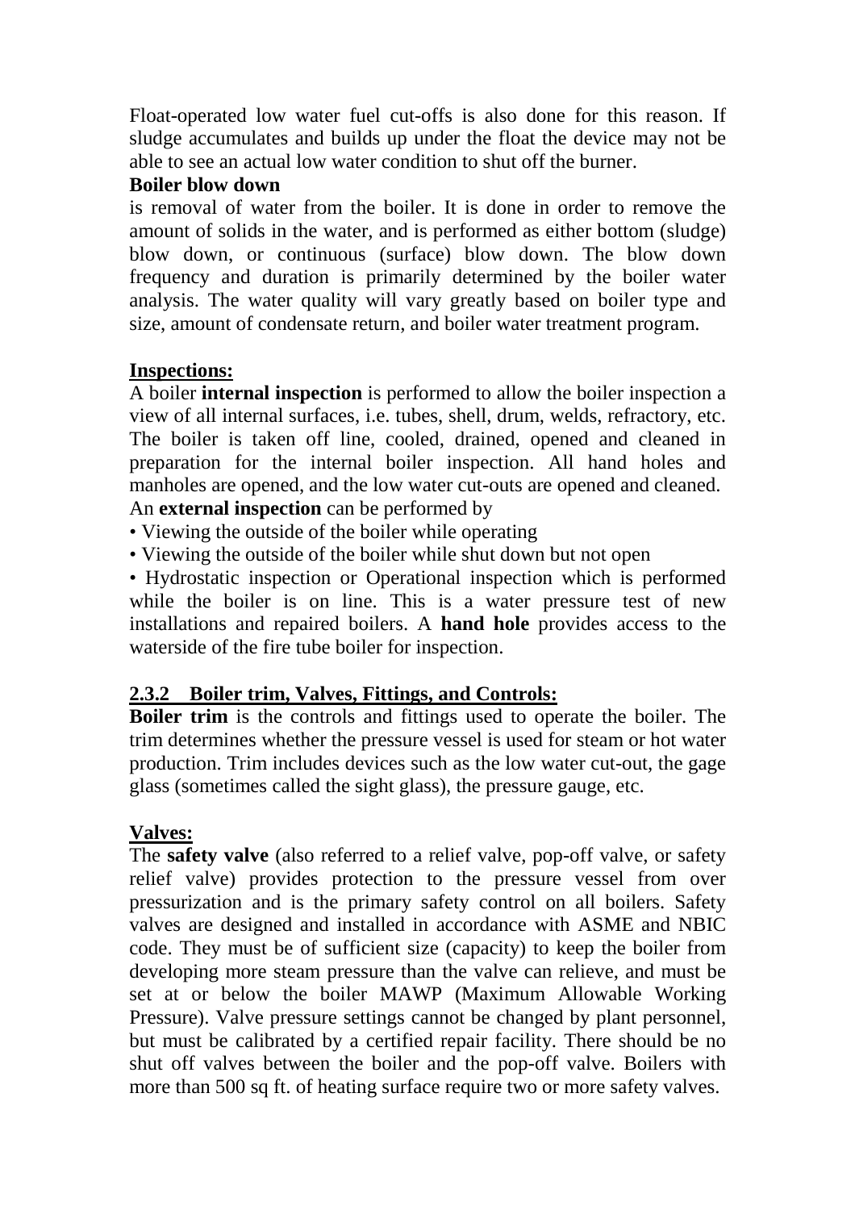Float-operated low water fuel cut-offs is also done for this reason. If sludge accumulates and builds up under the float the device may not be able to see an actual low water condition to shut off the burner.

**Boiler blow down**

is removal of water from the boiler. It is done in order to remove the amount of solids in the water, and is performed as either bottom (sludge) blow down, or continuous (surface) blow down. The blow down frequency and duration is primarily determined by the boiler water analysis. The water quality will vary greatly based on boiler type and size, amount of condensate return, and boiler water treatment program.

**Inspections:**

A boiler **internal inspection** is performed to allow the boiler inspection a view of all internal surfaces, i.e. tubes, shell, drum, welds, refractory, etc. The boiler is taken off line, cooled, drained, opened and cleaned in preparation for the internal boiler inspection. All hand holes and manholes are opened, and the low water cut-outs are opened and cleaned.

An **external inspection** can be performed by

- Viewing the outside of the boiler while operating
- Viewing the outside of the boiler while shut down but not open
- Hydrostatic inspection or Operational inspection which is performed while the boiler is on line. This is a water pressure test of new installations and repaired boilers. A **hand hole** provides access to the waterside of the fire tube boiler for inspection.

## 2.3.2 Boiler trim, Valves, Fittings, and Controls:

**Boiler trim** is the controls and fittings used to operate the boiler. The trim determines whether the pressure vessel is used for steam or hot water production. Trim includes devices such as the low water cut-out, the gage glass (sometimes called the sight glass), the pressure gauge, etc.

**Valves:**

The **safety valve** (also referred to a relief valve, pop-off valve, or safety relief valve) provides protection to the pressure vessel from over pressurization and is the primary safety control on all boilers. Safety valves are designed and installed in accordance with ASME and NBIC code. They must be of sufficient size (capacity) to keep the boiler from developing more steam pressure than the valve can relieve, and must be set at or below the boiler MAWP (Maximum Allowable Working Pressure). Valve pressure settings cannot be changed by plant personnel, but must be calibrated by a certified repair facility. There should be no shut off valves between the boiler and the pop-off valve. Boilers with more than 500 sq ft. of heating surface require two or more safety valves.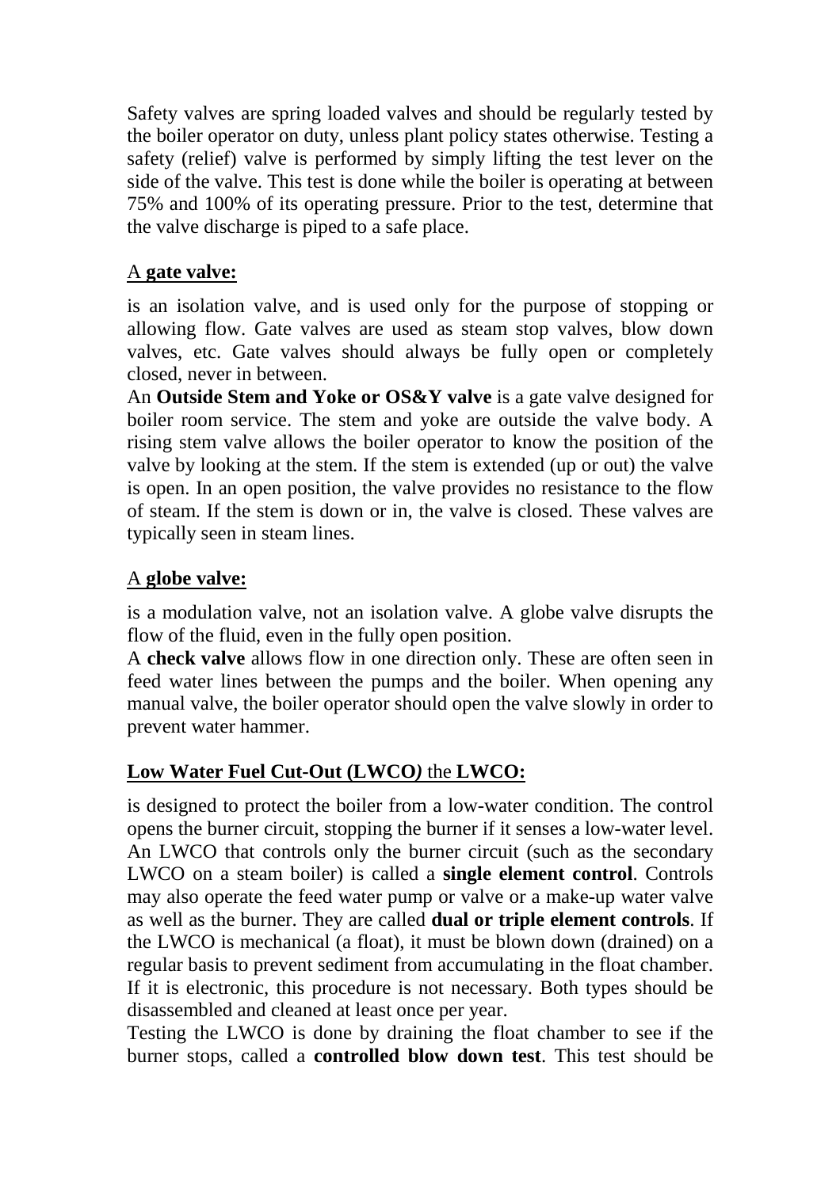Safety valves are spring loaded valves and should be regularly tested by the boiler operator on duty, unless plant policy states otherwise. Testing a safety (relief) valve is performed by simply lifting the test lever on the side of the valve. This test is done while the boiler is operating at between 75% and 100% of its operating pressure. Prior to the test, determine that the valve discharge is piped to a safe place.

<u>A **gate valve:**</u>

is an isolation valve, and is used only for the purpose of stopping or allowing flow. Gate valves are used as steam stop valves, blow down valves, etc. Gate valves should always be fully open or completely closed, never in between.

An **Outside Stem and Yoke or OS&Y valve** is a gate valve designed for boiler room service. The stem and yoke are outside the valve body. A rising stem valve allows the boiler operator to know the position of the valve by looking at the stem. If the stem is extended (up or out) the valve is open. In an open position, the valve provides no resistance to the flow of steam. If the stem is down or in, the valve is closed. These valves are typically seen in steam lines.

<u>A **globe valve:**</u>

is a modulation valve, not an isolation valve. A globe valve disrupts the flow of the fluid, even in the fully open position.

A **check valve** allows flow in one direction only. These are often seen in feed water lines between the pumps and the boiler. When opening any manual valve, the boiler operator should open the valve slowly in order to prevent water hammer.

<u>**Low Water Fuel Cut-Out (LWCO***)* the **LWCO:**</u>

is designed to protect the boiler from a low-water condition. The control opens the burner circuit, stopping the burner if it senses a low-water level. An LWCO that controls only the burner circuit (such as the secondary LWCO on a steam boiler) is called a **single element control**. Controls may also operate the feed water pump or valve or a make-up water valve as well as the burner. They are called **dual or triple element controls**. If the LWCO is mechanical (a float), it must be blown down (drained) on a regular basis to prevent sediment from accumulating in the float chamber. If it is electronic, this procedure is not necessary. Both types should be disassembled and cleaned at least once per year.

Testing the LWCO is done by draining the float chamber to see if the burner stops, called a **controlled blow down test**. This test should be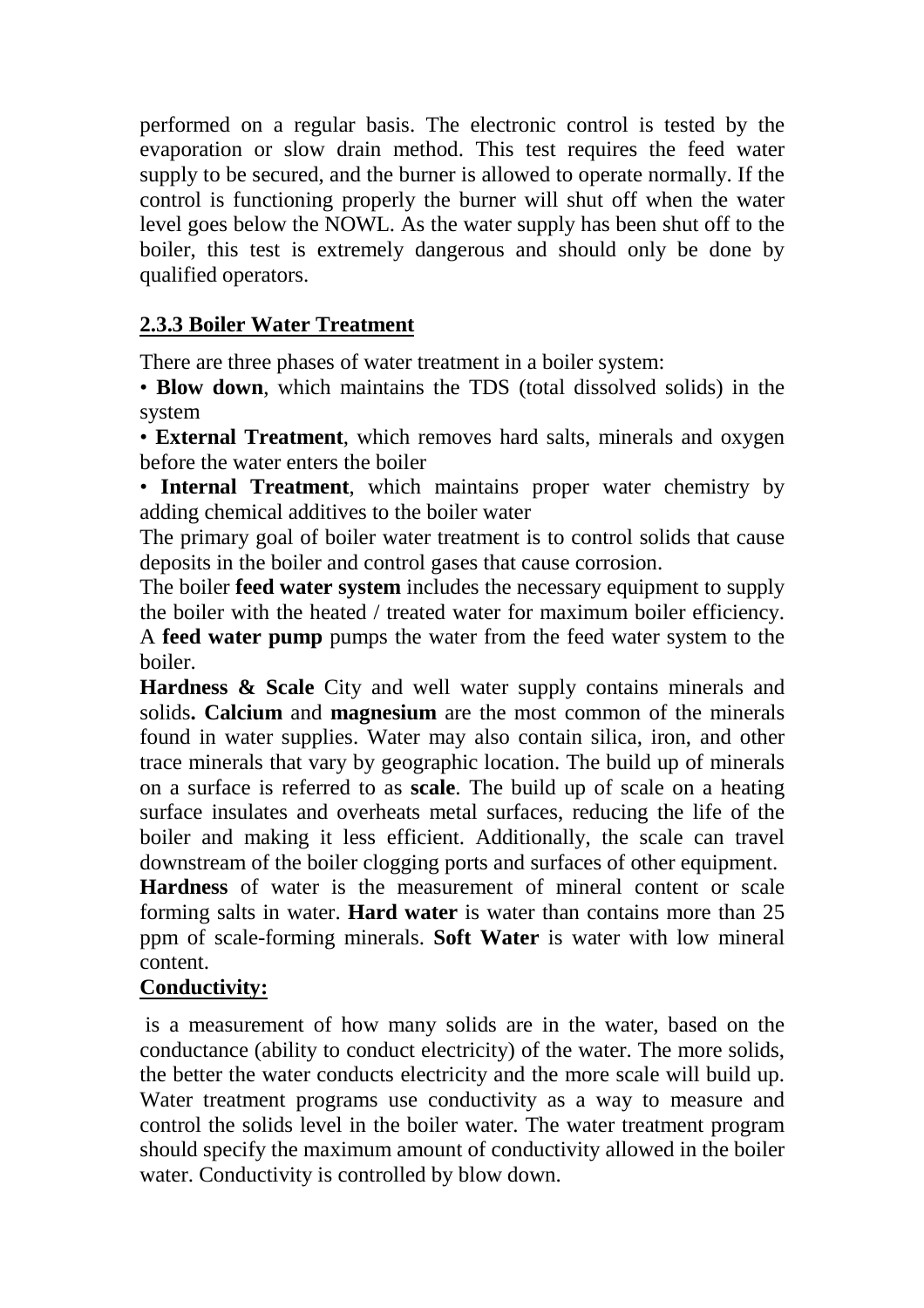performed on a regular basis. The electronic control is tested by the evaporation or slow drain method. This test requires the feed water supply to be secured, and the burner is allowed to operate normally. If the control is functioning properly the burner will shut off when the water level goes below the NOWL. As the water supply has been shut off to the boiler, this test is extremely dangerous and should only be done by qualified operators.

### 2.3.3 Boiler Water Treatment

There are three phases of water treatment in a boiler system:

- **Blow down**, which maintains the TDS (total dissolved solids) in the system
- **External Treatment**, which removes hard salts, minerals and oxygen before the water enters the boiler
- **Internal Treatment**, which maintains proper water chemistry by adding chemical additives to the boiler water

The primary goal of boiler water treatment is to control solids that cause deposits in the boiler and control gases that cause corrosion.

The boiler **feed water system** includes the necessary equipment to supply the boiler with the heated / treated water for maximum boiler efficiency. A **feed water pump** pumps the water from the feed water system to the boiler.

**Hardness & Scale** City and well water supply contains minerals and solids**.** **Calcium** and **magnesium** are the most common of the minerals found in water supplies. Water may also contain silica, iron, and other trace minerals that vary by geographic location. The build up of minerals on a surface is referred to as **scale**. The build up of scale on a heating surface insulates and overheats metal surfaces, reducing the life of the boiler and making it less efficient. Additionally, the scale can travel downstream of the boiler clogging ports and surfaces of other equipment.

**Hardness** of water is the measurement of mineral content or scale forming salts in water. **Hard water** is water than contains more than 25 ppm of scale-forming minerals. **Soft Water** is water with low mineral content.

**Conductivity:**

is a measurement of how many solids are in the water, based on the conductance (ability to conduct electricity) of the water. The more solids, the better the water conducts electricity and the more scale will build up. Water treatment programs use conductivity as a way to measure and control the solids level in the boiler water. The water treatment program should specify the maximum amount of conductivity allowed in the boiler water. Conductivity is controlled by blow down.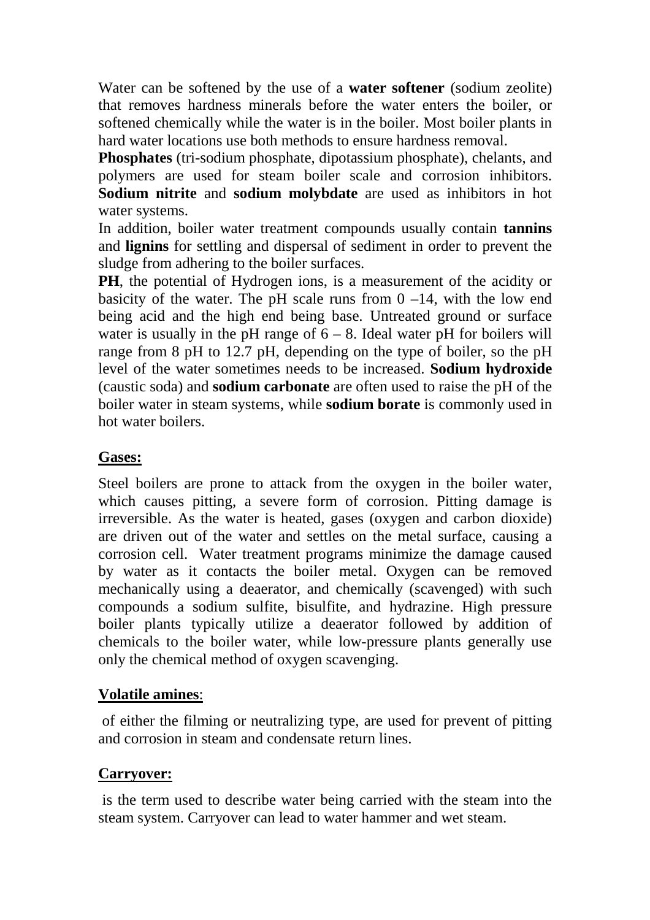Water can be softened by the use of a **water softener** (sodium zeolite) that removes hardness minerals before the water enters the boiler, or softened chemically while the water is in the boiler. Most boiler plants in hard water locations use both methods to ensure hardness removal.

**Phosphates** (tri-sodium phosphate, dipotassium phosphate), chelants, and polymers are used for steam boiler scale and corrosion inhibitors. **Sodium nitrite** and **sodium molybdate** are used as inhibitors in hot water systems.

In addition, boiler water treatment compounds usually contain **tannins** and **lignins** for settling and dispersal of sediment in order to prevent the sludge from adhering to the boiler surfaces.

**PH**, the potential of Hydrogen ions, is a measurement of the acidity or basicity of the water. The pH scale runs from 0 –14, with the low end being acid and the high end being base. Untreated ground or surface water is usually in the pH range of 6 – 8. Ideal water pH for boilers will range from 8 pH to 12.7 pH, depending on the type of boiler, so the pH level of the water sometimes needs to be increased. **Sodium hydroxide** (caustic soda) and **sodium carbonate** are often used to raise the pH of the boiler water in steam systems, while **sodium borate** is commonly used in hot water boilers.

## Gases:

Steel boilers are prone to attack from the oxygen in the boiler water, which causes pitting, a severe form of corrosion. Pitting damage is irreversible. As the water is heated, gases (oxygen and carbon dioxide) are driven out of the water and settles on the metal surface, causing a corrosion cell. Water treatment programs minimize the damage caused by water as it contacts the boiler metal. Oxygen can be removed mechanically using a deaerator, and chemically (scavenged) with such compounds a sodium sulfite, bisulfite, and hydrazine. High pressure boiler plants typically utilize a deaerator followed by addition of chemicals to the boiler water, while low-pressure plants generally use only the chemical method of oxygen scavenging.

## Volatile amines:

of either the filming or neutralizing type, are used for prevent of pitting and corrosion in steam and condensate return lines.

## Carryover:

is the term used to describe water being carried with the steam into the steam system. Carryover can lead to water hammer and wet steam.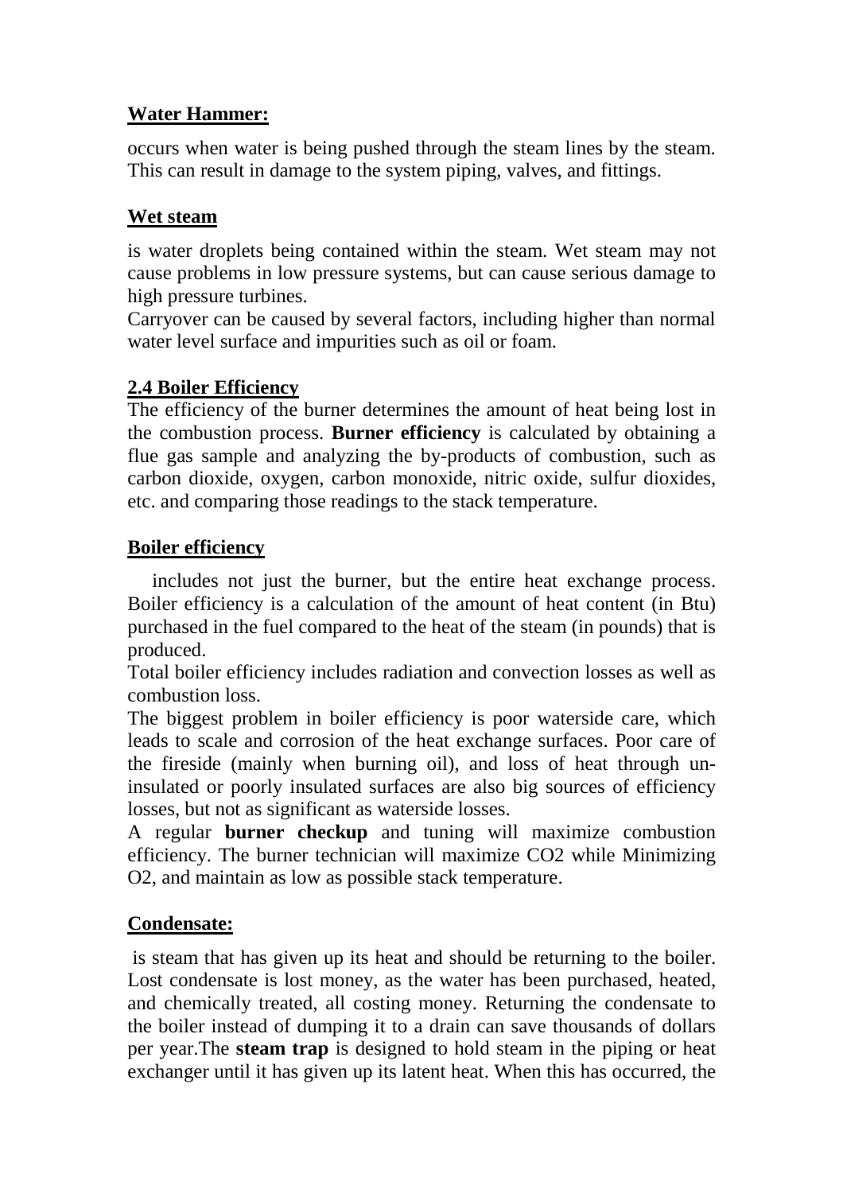**Water Hammer:**

occurs when water is being pushed through the steam lines by the steam. This can result in damage to the system piping, valves, and fittings.

**Wet steam**

is water droplets being contained within the steam. Wet steam may not cause problems in low pressure systems, but can cause serious damage to high pressure turbines.
Carryover can be caused by several factors, including higher than normal water level surface and impurities such as oil or foam.

## 2.4 Boiler Efficiency

The efficiency of the burner determines the amount of heat being lost in the combustion process. **Burner efficiency** is calculated by obtaining a flue gas sample and analyzing the by-products of combustion, such as carbon dioxide, oxygen, carbon monoxide, nitric oxide, sulfur dioxides, etc. and comparing those readings to the stack temperature.

**Boiler efficiency**

includes not just the burner, but the entire heat exchange process. Boiler efficiency is a calculation of the amount of heat content (in Btu) purchased in the fuel compared to the heat of the steam (in pounds) that is produced.
Total boiler efficiency includes radiation and convection losses as well as combustion loss.
The biggest problem in boiler efficiency is poor waterside care, which leads to scale and corrosion of the heat exchange surfaces. Poor care of the fireside (mainly when burning oil), and loss of heat through un-insulated or poorly insulated surfaces are also big sources of efficiency losses, but not as significant as waterside losses.
A regular **burner checkup** and tuning will maximize combustion efficiency. The burner technician will maximize $CO_2$ while Minimizing $O_2$, and maintain as low as possible stack temperature.

**Condensate:**

is steam that has given up its heat and should be returning to the boiler. Lost condensate is lost money, as the water has been purchased, heated, and chemically treated, all costing money. Returning the condensate to the boiler instead of dumping it to a drain can save thousands of dollars per year.The **steam trap** is designed to hold steam in the piping or heat exchanger until it has given up its latent heat. When this has occurred, the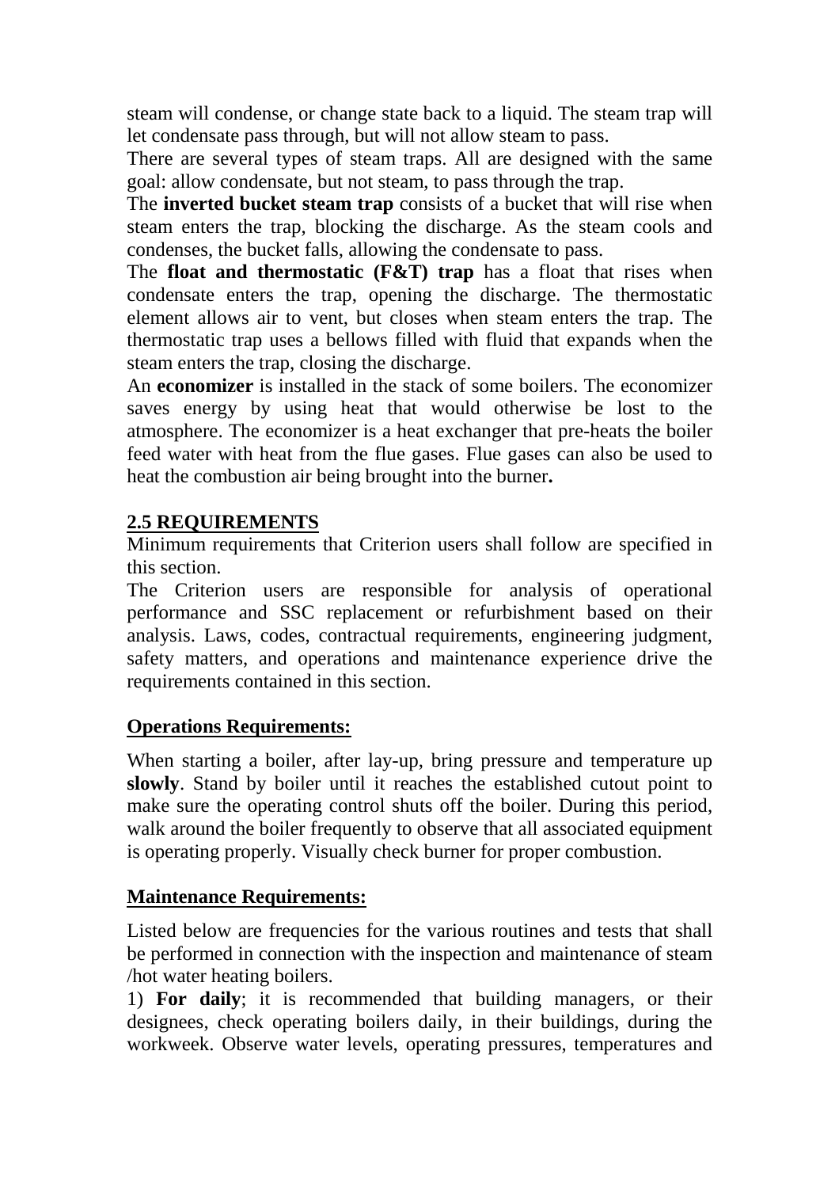steam will condense, or change state back to a liquid. The steam trap will let condensate pass through, but will not allow steam to pass.

There are several types of steam traps. All are designed with the same goal: allow condensate, but not steam, to pass through the trap.

The **inverted bucket steam trap** consists of a bucket that will rise when steam enters the trap, blocking the discharge. As the steam cools and condenses, the bucket falls, allowing the condensate to pass.

The **float and thermostatic (F&T) trap** has a float that rises when condensate enters the trap, opening the discharge. The thermostatic element allows air to vent, but closes when steam enters the trap. The thermostatic trap uses a bellows filled with fluid that expands when the steam enters the trap, closing the discharge.

An **economizer** is installed in the stack of some boilers. The economizer saves energy by using heat that would otherwise be lost to the atmosphere. The economizer is a heat exchanger that pre-heats the boiler feed water with heat from the flue gases. Flue gases can also be used to heat the combustion air being brought into the burner**.**

## 2.5 REQUIREMENTS

Minimum requirements that Criterion users shall follow are specified in this section.

The Criterion users are responsible for analysis of operational performance and SSC replacement or refurbishment based on their analysis. Laws, codes, contractual requirements, engineering judgment, safety matters, and operations and maintenance experience drive the requirements contained in this section.

### Operations Requirements:

When starting a boiler, after lay-up, bring pressure and temperature up **slowly**. Stand by boiler until it reaches the established cutout point to make sure the operating control shuts off the boiler. During this period, walk around the boiler frequently to observe that all associated equipment is operating properly. Visually check burner for proper combustion.

### Maintenance Requirements:

Listed below are frequencies for the various routines and tests that shall be performed in connection with the inspection and maintenance of steam /hot water heating boilers.

1) **For daily**; it is recommended that building managers, or their designees, check operating boilers daily, in their buildings, during the workweek. Observe water levels, operating pressures, temperatures and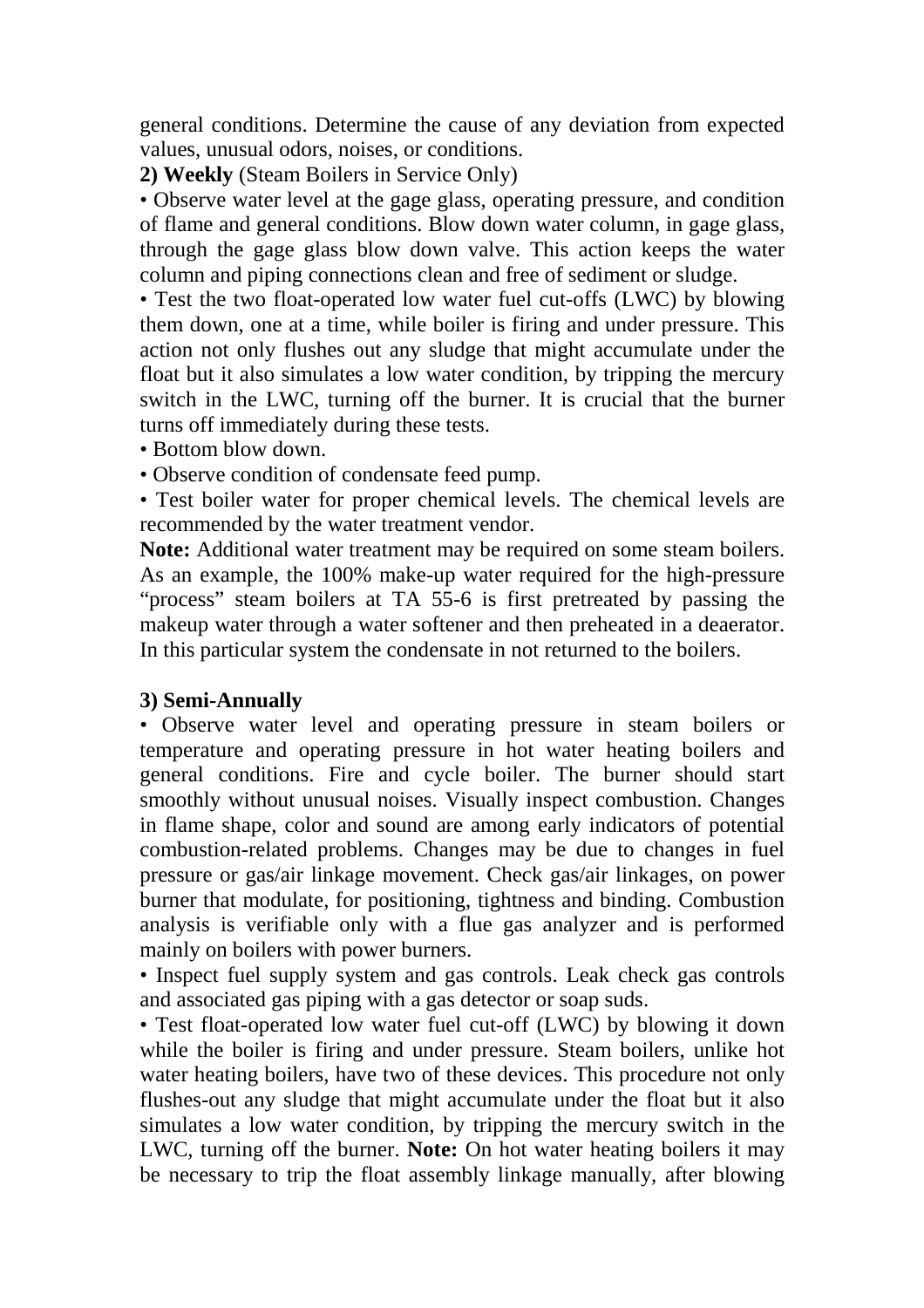general conditions. Determine the cause of any deviation from expected values, unusual odors, noises, or conditions.

**2) Weekly** (Steam Boilers in Service Only)

- Observe water level at the gage glass, operating pressure, and condition of flame and general conditions. Blow down water column, in gage glass, through the gage glass blow down valve. This action keeps the water column and piping connections clean and free of sediment or sludge.
- Test the two float-operated low water fuel cut-offs (LWC) by blowing them down, one at a time, while boiler is firing and under pressure. This action not only flushes out any sludge that might accumulate under the float but it also simulates a low water condition, by tripping the mercury switch in the LWC, turning off the burner. It is crucial that the burner turns off immediately during these tests.
- Bottom blow down.
- Observe condition of condensate feed pump.
- Test boiler water for proper chemical levels. The chemical levels are recommended by the water treatment vendor.

**Note:** Additional water treatment may be required on some steam boilers. As an example, the 100% make-up water required for the high-pressure "process" steam boilers at TA 55-6 is first pretreated by passing the makeup water through a water softener and then preheated in a deaerator. In this particular system the condensate in not returned to the boilers.

**3) Semi-Annually**

- Observe water level and operating pressure in steam boilers or temperature and operating pressure in hot water heating boilers and general conditions. Fire and cycle boiler. The burner should start smoothly without unusual noises. Visually inspect combustion. Changes in flame shape, color and sound are among early indicators of potential combustion-related problems. Changes may be due to changes in fuel pressure or gas/air linkage movement. Check gas/air linkages, on power burner that modulate, for positioning, tightness and binding. Combustion analysis is verifiable only with a flue gas analyzer and is performed mainly on boilers with power burners.
- Inspect fuel supply system and gas controls. Leak check gas controls and associated gas piping with a gas detector or soap suds.
- Test float-operated low water fuel cut-off (LWC) by blowing it down while the boiler is firing and under pressure. Steam boilers, unlike hot water heating boilers, have two of these devices. This procedure not only flushes-out any sludge that might accumulate under the float but it also simulates a low water condition, by tripping the mercury switch in the LWC, turning off the burner. **Note:** On hot water heating boilers it may be necessary to trip the float assembly linkage manually, after blowing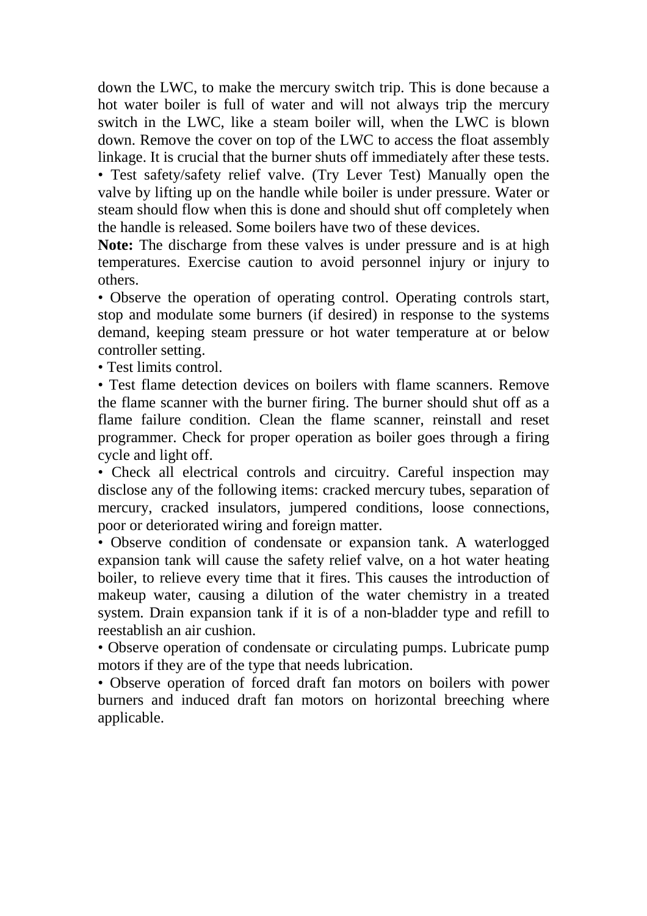down the LWC, to make the mercury switch trip. This is done because a hot water boiler is full of water and will not always trip the mercury switch in the LWC, like a steam boiler will, when the LWC is blown down. Remove the cover on top of the LWC to access the float assembly linkage. It is crucial that the burner shuts off immediately after these tests.

- Test safety/safety relief valve. (Try Lever Test) Manually open the valve by lifting up on the handle while boiler is under pressure. Water or steam should flow when this is done and should shut off completely when the handle is released. Some boilers have two of these devices.

**Note:** The discharge from these valves is under pressure and is at high temperatures. Exercise caution to avoid personnel injury or injury to others.

- Observe the operation of operating control. Operating controls start, stop and modulate some burners (if desired) in response to the systems demand, keeping steam pressure or hot water temperature at or below controller setting.
- Test limits control.
- Test flame detection devices on boilers with flame scanners. Remove the flame scanner with the burner firing. The burner should shut off as a flame failure condition. Clean the flame scanner, reinstall and reset programmer. Check for proper operation as boiler goes through a firing cycle and light off.
- Check all electrical controls and circuitry. Careful inspection may disclose any of the following items: cracked mercury tubes, separation of mercury, cracked insulators, jumpered conditions, loose connections, poor or deteriorated wiring and foreign matter.
- Observe condition of condensate or expansion tank. A waterlogged expansion tank will cause the safety relief valve, on a hot water heating boiler, to relieve every time that it fires. This causes the introduction of makeup water, causing a dilution of the water chemistry in a treated system. Drain expansion tank if it is of a non-bladder type and refill to reestablish an air cushion.
- Observe operation of condensate or circulating pumps. Lubricate pump motors if they are of the type that needs lubrication.
- Observe operation of forced draft fan motors on boilers with power burners and induced draft fan motors on horizontal breeching where applicable.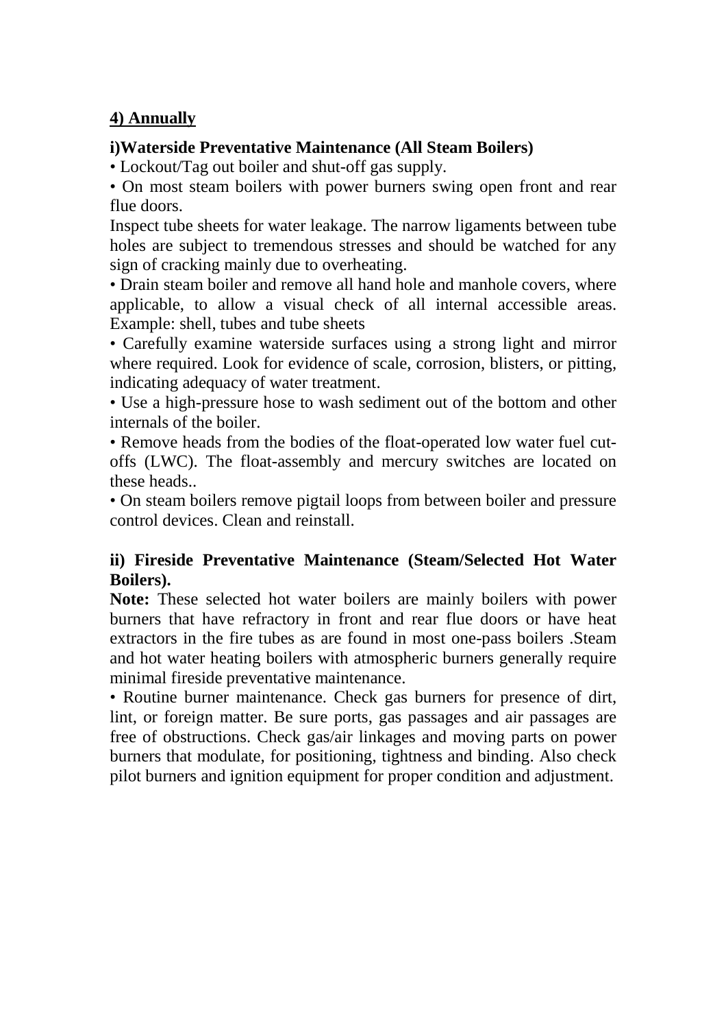**4) Annually**

**i)Waterside Preventative Maintenance (All Steam Boilers)**

• Lockout/Tag out boiler and shut-off gas supply.

• On most steam boilers with power burners swing open front and rear flue doors.

Inspect tube sheets for water leakage. The narrow ligaments between tube holes are subject to tremendous stresses and should be watched for any sign of cracking mainly due to overheating.

• Drain steam boiler and remove all hand hole and manhole covers, where applicable, to allow a visual check of all internal accessible areas. Example: shell, tubes and tube sheets

• Carefully examine waterside surfaces using a strong light and mirror where required. Look for evidence of scale, corrosion, blisters, or pitting, indicating adequacy of water treatment.

• Use a high-pressure hose to wash sediment out of the bottom and other internals of the boiler.

• Remove heads from the bodies of the float-operated low water fuel cut-offs (LWC). The float-assembly and mercury switches are located on these heads..

• On steam boilers remove pigtail loops from between boiler and pressure control devices. Clean and reinstall.

**ii) Fireside Preventative Maintenance (Steam/Selected Hot Water Boilers).**

**Note:** These selected hot water boilers are mainly boilers with power burners that have refractory in front and rear flue doors or have heat extractors in the fire tubes as are found in most one-pass boilers .Steam and hot water heating boilers with atmospheric burners generally require minimal fireside preventative maintenance.

• Routine burner maintenance. Check gas burners for presence of dirt, lint, or foreign matter. Be sure ports, gas passages and air passages are free of obstructions. Check gas/air linkages and moving parts on power burners that modulate, for positioning, tightness and binding. Also check pilot burners and ignition equipment for proper condition and adjustment.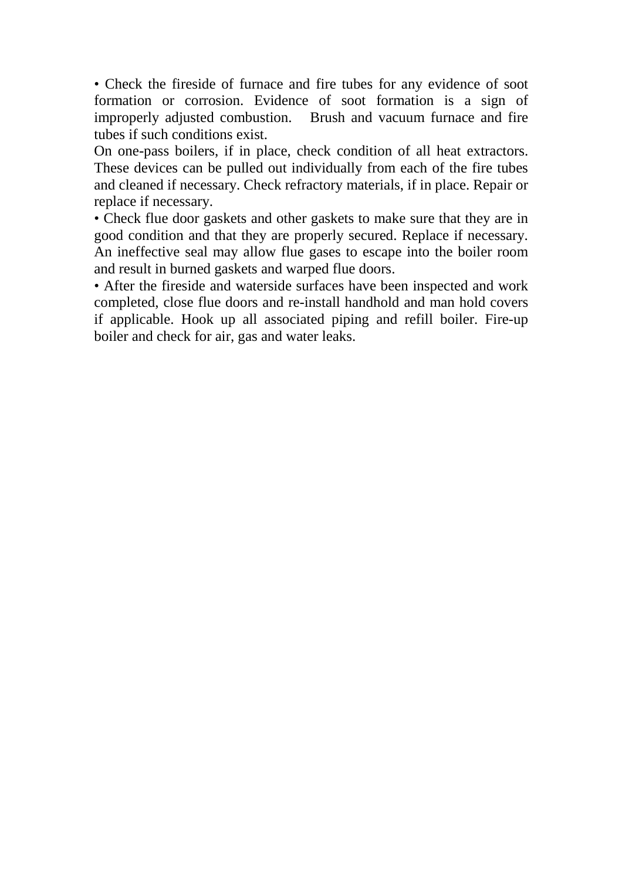• Check the fireside of furnace and fire tubes for any evidence of soot formation or corrosion. Evidence of soot formation is a sign of improperly adjusted combustion. Brush and vacuum furnace and fire tubes if such conditions exist.

On one-pass boilers, if in place, check condition of all heat extractors. These devices can be pulled out individually from each of the fire tubes and cleaned if necessary. Check refractory materials, if in place. Repair or replace if necessary.

• Check flue door gaskets and other gaskets to make sure that they are in good condition and that they are properly secured. Replace if necessary. An ineffective seal may allow flue gases to escape into the boiler room and result in burned gaskets and warped flue doors.

• After the fireside and waterside surfaces have been inspected and work completed, close flue doors and re-install handhold and man hold covers if applicable. Hook up all associated piping and refill boiler. Fire-up boiler and check for air, gas and water leaks.